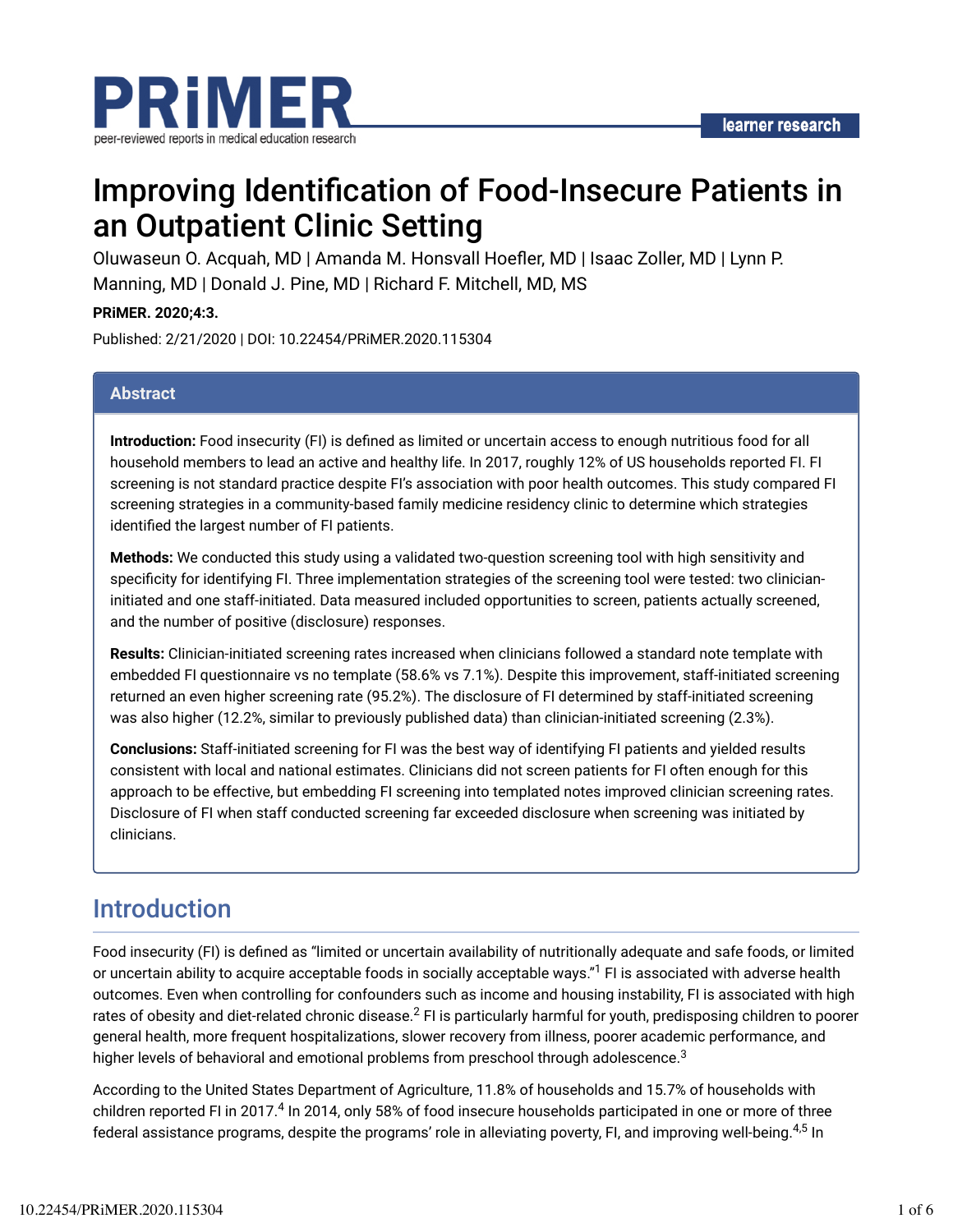learner research

# Improving Identification of Food-Insecure Patients in an Outpatient Clinic Setting

Oluwaseun O. Acquah, MD | Amanda M. Honsvall Hoefler, MD | Isaac Zoller, MD | Lynn P. Manning, MD | Donald J. Pine, MD | Richard F. Mitchell, MD, MS

**PRiMER. 2020;4:3.**

Published: 2/21/2020 | DOI: 10.22454/PRiMER.2020.115304

## Abstract

**Introduction:** Food insecurity (FI) is defined as limited or uncertain access to enough nutritious food for all household members to lead an active and healthy life. In 2017, roughly 12% of US households reported FI. FI screening is not standard practice despite FI's association with poor health outcomes. This study compared FI screening strategies in a community-based family medicine residency clinic to determine which strategies identified the largest number of FI patients.

**Methods:** We conducted this study using a validated two-question screening tool with high sensitivity and specificity for identifying FI. Three implementation strategies of the screening tool were tested: two clinician-initiated and one staff-initiated. Data measured included opportunities to screen, patients actually screened, and the number of positive (disclosure) responses.

**Results:** Clinician-initiated screening rates increased when clinicians followed a standard note template with embedded FI questionnaire vs no template (58.6% vs 7.1%). Despite this improvement, staff-initiated screening returned an even higher screening rate (95.2%). The disclosure of FI determined by staff-initiated screening was also higher (12.2%, similar to previously published data) than clinician-initiated screening (2.3%).

**Conclusions:** Staff-initiated screening for FI was the best way of identifying FI patients and yielded results consistent with local and national estimates. Clinicians did not screen patients for FI often enough for this approach to be effective, but embedding FI screening into templated notes improved clinician screening rates. Disclosure of FI when staff conducted screening far exceeded disclosure when screening was initiated by clinicians.

## Introduction

Food insecurity (FI) is defined as "limited or uncertain availability of nutritionally adequate and safe foods, or limited or uncertain ability to acquire acceptable foods in socially acceptable ways."[1] FI is associated with adverse health outcomes. Even when controlling for confounders such as income and housing instability, FI is associated with high rates of obesity and diet-related chronic disease.[2] FI is particularly harmful for youth, predisposing children to poorer general health, more frequent hospitalizations, slower recovery from illness, poorer academic performance, and higher levels of behavioral and emotional problems from preschool through adolescence.[3]

According to the United States Department of Agriculture, 11.8% of households and 15.7% of households with children reported FI in 2017.[4] In 2014, only 58% of food insecure households participated in one or more of three federal assistance programs, despite the programs' role in alleviating poverty, FI, and improving well-being.[4,5] In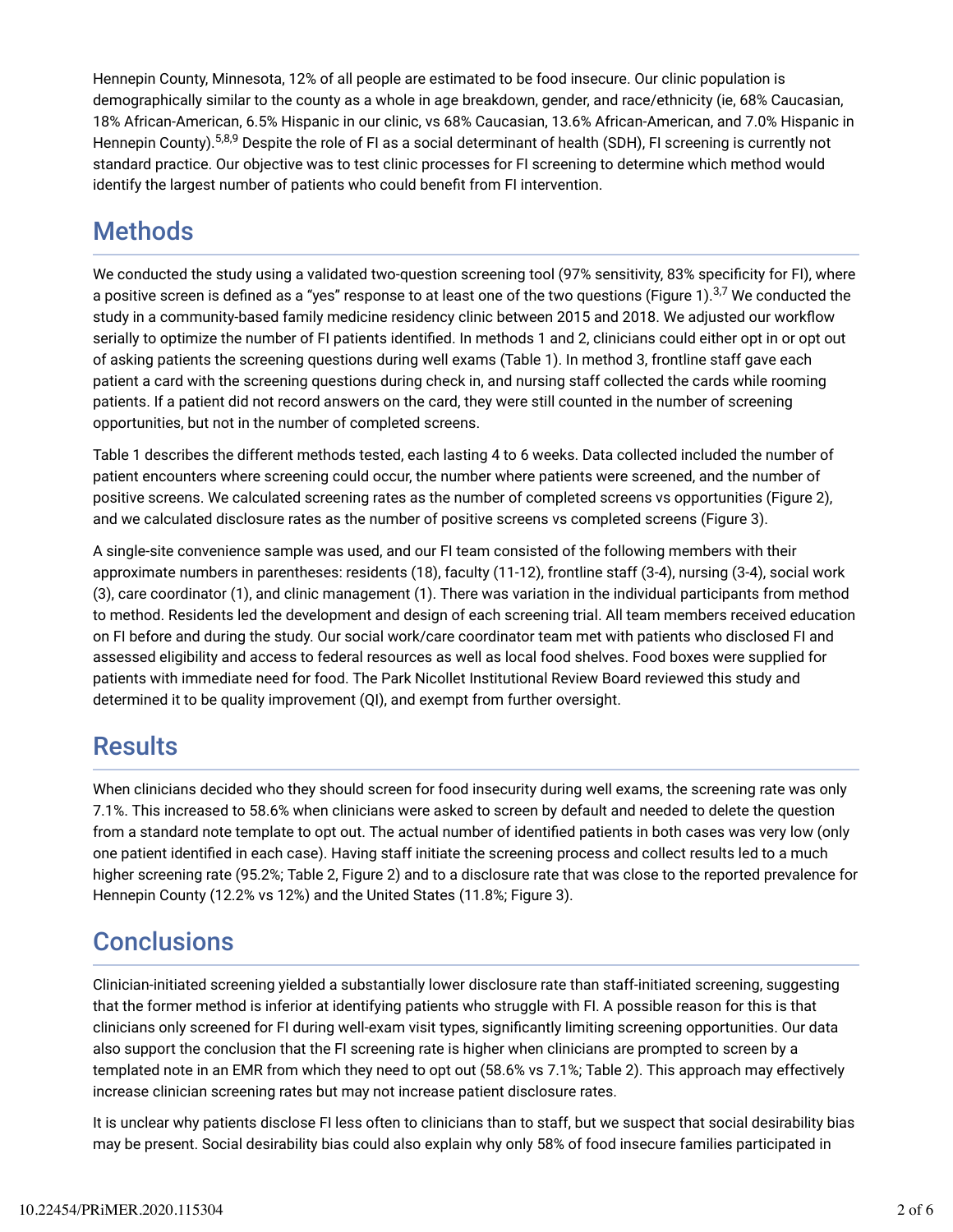Hennepin County, Minnesota, 12% of all people are estimated to be food insecure. Our clinic population is demographically similar to the county as a whole in age breakdown, gender, and race/ethnicity (ie, 68% Caucasian, 18% African-American, 6.5% Hispanic in our clinic, vs 68% Caucasian, 13.6% African-American, and 7.0% Hispanic in Hennepin County).[5,8,9] Despite the role of FI as a social determinant of health (SDH), FI screening is currently not standard practice. Our objective was to test clinic processes for FI screening to determine which method would identify the largest number of patients who could benefit from FI intervention.

## Methods

We conducted the study using a validated two-question screening tool (97% sensitivity, 83% specificity for FI), where a positive screen is defined as a "yes" response to at least one of the two questions (Figure 1).[3,7] We conducted the study in a community-based family medicine residency clinic between 2015 and 2018. We adjusted our workflow serially to optimize the number of FI patients identified. In methods 1 and 2, clinicians could either opt in or opt out of asking patients the screening questions during well exams (Table 1). In method 3, frontline staff gave each patient a card with the screening questions during check in, and nursing staff collected the cards while rooming patients. If a patient did not record answers on the card, they were still counted in the number of screening opportunities, but not in the number of completed screens.

Table 1 describes the different methods tested, each lasting 4 to 6 weeks. Data collected included the number of patient encounters where screening could occur, the number where patients were screened, and the number of positive screens. We calculated screening rates as the number of completed screens vs opportunities (Figure 2), and we calculated disclosure rates as the number of positive screens vs completed screens (Figure 3).

A single-site convenience sample was used, and our FI team consisted of the following members with their approximate numbers in parentheses: residents (18), faculty (11-12), frontline staff (3-4), nursing (3-4), social work (3), care coordinator (1), and clinic management (1). There was variation in the individual participants from method to method. Residents led the development and design of each screening trial. All team members received education on FI before and during the study. Our social work/care coordinator team met with patients who disclosed FI and assessed eligibility and access to federal resources as well as local food shelves. Food boxes were supplied for patients with immediate need for food. The Park Nicollet Institutional Review Board reviewed this study and determined it to be quality improvement (QI), and exempt from further oversight.

## Results

When clinicians decided who they should screen for food insecurity during well exams, the screening rate was only 7.1%. This increased to 58.6% when clinicians were asked to screen by default and needed to delete the question from a standard note template to opt out. The actual number of identified patients in both cases was very low (only one patient identified in each case). Having staff initiate the screening process and collect results led to a much higher screening rate (95.2%; Table 2, Figure 2) and to a disclosure rate that was close to the reported prevalence for Hennepin County (12.2% vs 12%) and the United States (11.8%; Figure 3).

## Conclusions

Clinician-initiated screening yielded a substantially lower disclosure rate than staff-initiated screening, suggesting that the former method is inferior at identifying patients who struggle with FI. A possible reason for this is that clinicians only screened for FI during well-exam visit types, significantly limiting screening opportunities. Our data also support the conclusion that the FI screening rate is higher when clinicians are prompted to screen by a templated note in an EMR from which they need to opt out (58.6% vs 7.1%; Table 2). This approach may effectively increase clinician screening rates but may not increase patient disclosure rates.

It is unclear why patients disclose FI less often to clinicians than to staff, but we suspect that social desirability bias may be present. Social desirability bias could also explain why only 58% of food insecure families participated in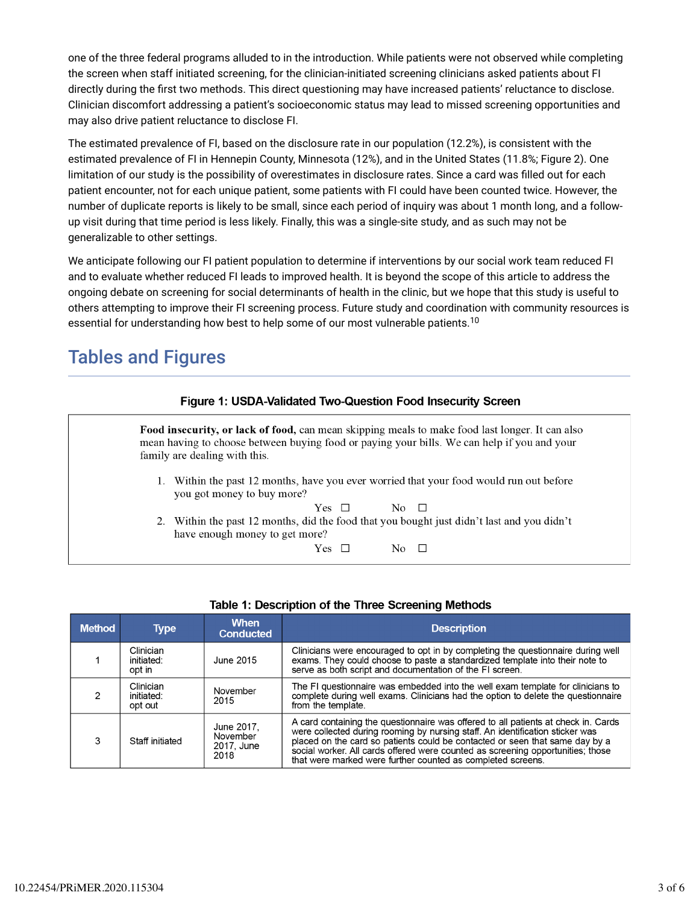one of the three federal programs alluded to in the introduction. While patients were not observed while completing the screen when staff initiated screening, for the clinician-initiated screening clinicians asked patients about FI directly during the first two methods. This direct questioning may have increased patients' reluctance to disclose. Clinician discomfort addressing a patient's socioeconomic status may lead to missed screening opportunities and may also drive patient reluctance to disclose FI.

The estimated prevalence of FI, based on the disclosure rate in our population (12.2%), is consistent with the estimated prevalence of FI in Hennepin County, Minnesota (12%), and in the United States (11.8%; Figure 2). One limitation of our study is the possibility of overestimates in disclosure rates. Since a card was filled out for each patient encounter, not for each unique patient, some patients with FI could have been counted twice. However, the number of duplicate reports is likely to be small, since each period of inquiry was about 1 month long, and a follow-up visit during that time period is less likely. Finally, this was a single-site study, and as such may not be generalizable to other settings.

We anticipate following our FI patient population to determine if interventions by our social work team reduced FI and to evaluate whether reduced FI leads to improved health. It is beyond the scope of this article to address the ongoing debate on screening for social determinants of health in the clinic, but we hope that this study is useful to others attempting to improve their FI screening process. Future study and coordination with community resources is essential for understanding how best to help some of our most vulnerable patients.[10]

## Tables and Figures

**Figure 1: USDA-Validated Two-Question Food Insecurity Screen**

**Food insecurity, or lack of food,** can mean skipping meals to make food last longer. It can also mean having to choose between buying food or paying your bills. We can help if you and your family are dealing with this.

1. Within the past 12 months, have you ever worried that your food would run out before you got money to buy more?

   Yes ☐ No ☐

2. Within the past 12 months, did the food that you bought just didn't last and you didn't have enough money to get more?

   Yes ☐ No ☐

**Table 1: Description of the Three Screening Methods**

| Method | Type | When Conducted | Description |
|---|---|---|---|
| 1 | Clinician initiated: opt in | June 2015 | Clinicians were encouraged to opt in by completing the questionnaire during well exams. They could choose to paste a standardized template into their note to serve as both script and documentation of the FI screen. |
| 2 | Clinician initiated: opt out | November 2015 | The FI questionnaire was embedded into the well exam template for clinicians to complete during well exams. Clinicians had the option to delete the questionnaire from the template. |
| 3 | Staff initiated | June 2017, November 2017, June 2018 | A card containing the questionnaire was offered to all patients at check in. Cards were collected during rooming by nursing staff. An identification sticker was placed on the card so patients could be contacted or seen that same day by a social worker. All cards offered were counted as screening opportunities; those that were marked were further counted as completed screens. |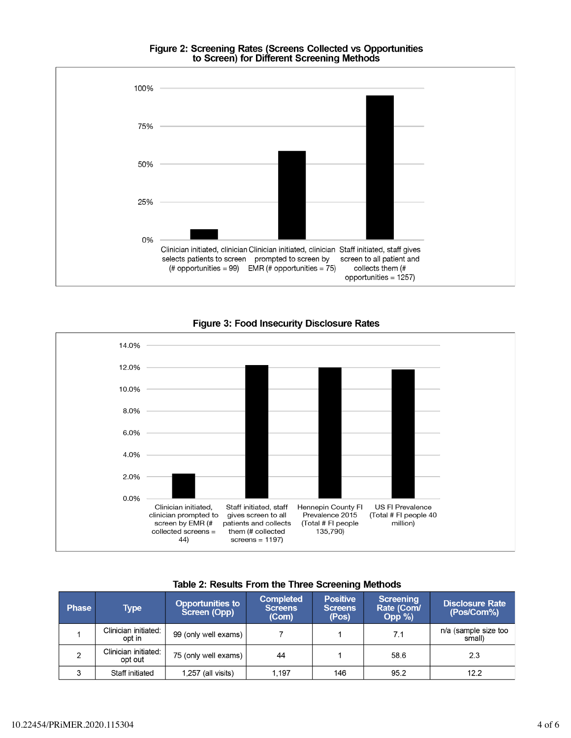**Figure 2: Screening Rates (Screens Collected vs Opportunities to Screen) for Different Screening Methods**

100%

75%

50%

25%

0%

Clinician initiated, clinician selects patients to screen (# opportunities = 99)

Clinician initiated, clinician prompted to screen by EMR (# opportunities = 75)

Staff initiated, staff gives screen to all patient and collects them (# opportunities = 1257)

**Figure 3: Food Insecurity Disclosure Rates**

14.0%

12.0%

10.0%

8.0%

6.0%

4.0%

2.0%

0.0%

Clinician initiated, clinician prompted to screen by EMR (# collected screens = 44)

Staff initiated, staff gives screen to all patients and collects them (# collected screens = 1197)

Hennepin County FI Prevalence 2015 (Total # FI people 135,790)

US FI Prevalence (Total # FI people 40 million)

**Table 2: Results From the Three Screening Methods**

| Phase | Type | Opportunities to Screen (Opp) | Completed Screens (Com) | Positive Screens (Pos) | Screening Rate (Com/ Opp %) | Disclosure Rate (Pos/Com%) |
|---|---|---|---|---|---|---|
| 1 | Clinician initiated: opt in | 99 (only well exams) | 7 | 1 | 7.1 | n/a (sample size too small) |
| 2 | Clinician initiated: opt out | 75 (only well exams) | 44 | 1 | 58.6 | 2.3 |
| 3 | Staff initiated | 1,257 (all visits) | 1,197 | 146 | 95.2 | 12.2 |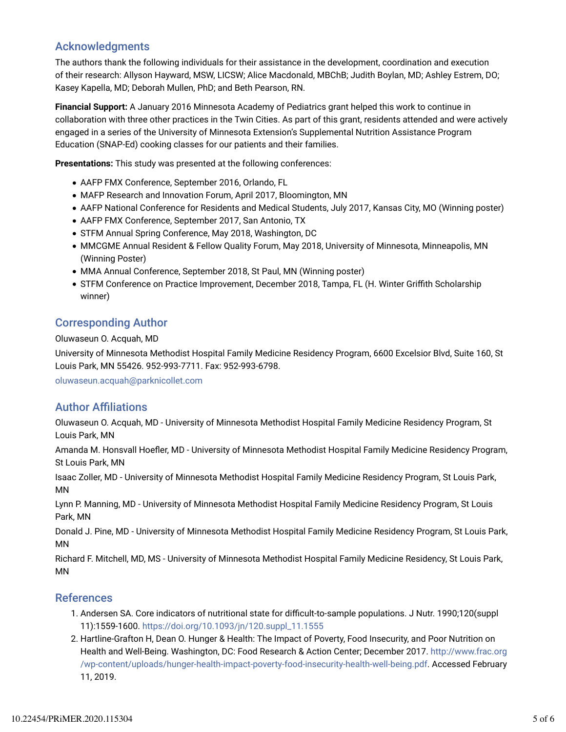## Acknowledgments

The authors thank the following individuals for their assistance in the development, coordination and execution of their research: Allyson Hayward, MSW, LICSW; Alice Macdonald, MBChB; Judith Boylan, MD; Ashley Estrem, DO; Kasey Kapella, MD; Deborah Mullen, PhD; and Beth Pearson, RN.

**Financial Support:** A January 2016 Minnesota Academy of Pediatrics grant helped this work to continue in collaboration with three other practices in the Twin Cities. As part of this grant, residents attended and were actively engaged in a series of the University of Minnesota Extension's Supplemental Nutrition Assistance Program Education (SNAP-Ed) cooking classes for our patients and their families.

**Presentations:** This study was presented at the following conferences:

- AAFP FMX Conference, September 2016, Orlando, FL
- MAFP Research and Innovation Forum, April 2017, Bloomington, MN
- AAFP National Conference for Residents and Medical Students, July 2017, Kansas City, MO (Winning poster)
- AAFP FMX Conference, September 2017, San Antonio, TX
- STFM Annual Spring Conference, May 2018, Washington, DC
- MMCGME Annual Resident & Fellow Quality Forum, May 2018, University of Minnesota, Minneapolis, MN (Winning Poster)
- MMA Annual Conference, September 2018, St Paul, MN (Winning poster)
- STFM Conference on Practice Improvement, December 2018, Tampa, FL (H. Winter Griffith Scholarship winner)

## Corresponding Author

Oluwaseun O. Acquah, MD

University of Minnesota Methodist Hospital Family Medicine Residency Program, 6600 Excelsior Blvd, Suite 160, St Louis Park, MN 55426. 952-993-7711. Fax: 952-993-6798.

oluwaseun.acquah@parknicollet.com

## Author Affiliations

Oluwaseun O. Acquah, MD - University of Minnesota Methodist Hospital Family Medicine Residency Program, St Louis Park, MN

Amanda M. Honsvall Hoefler, MD - University of Minnesota Methodist Hospital Family Medicine Residency Program, St Louis Park, MN

Isaac Zoller, MD - University of Minnesota Methodist Hospital Family Medicine Residency Program, St Louis Park, MN

Lynn P. Manning, MD - University of Minnesota Methodist Hospital Family Medicine Residency Program, St Louis Park, MN

Donald J. Pine, MD - University of Minnesota Methodist Hospital Family Medicine Residency Program, St Louis Park, MN

Richard F. Mitchell, MD, MS - University of Minnesota Methodist Hospital Family Medicine Residency, St Louis Park, MN

## References

1. Andersen SA. Core indicators of nutritional state for difficult-to-sample populations. J Nutr. 1990;120(suppl 11):1559-1600. https://doi.org/10.1093/jn/120.suppl_11.1555
2. Hartline-Grafton H, Dean O. Hunger & Health: The Impact of Poverty, Food Insecurity, and Poor Nutrition on Health and Well-Being. Washington, DC: Food Research & Action Center; December 2017. http://www.frac.org/wp-content/uploads/hunger-health-impact-poverty-food-insecurity-health-well-being.pdf. Accessed February 11, 2019.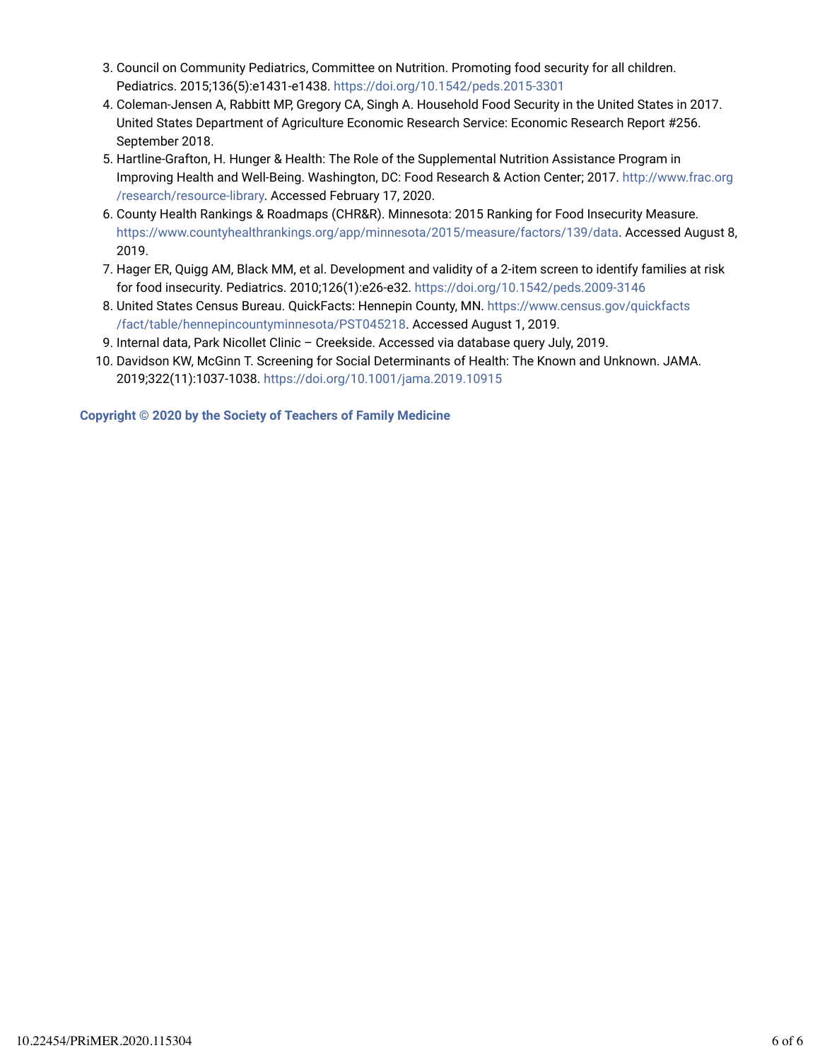3. Council on Community Pediatrics, Committee on Nutrition. Promoting food security for all children. Pediatrics. 2015;136(5):e1431-e1438. https://doi.org/10.1542/peds.2015-3301
4. Coleman-Jensen A, Rabbitt MP, Gregory CA, Singh A. Household Food Security in the United States in 2017. United States Department of Agriculture Economic Research Service: Economic Research Report #256. September 2018.
5. Hartline-Grafton, H. Hunger & Health: The Role of the Supplemental Nutrition Assistance Program in Improving Health and Well-Being. Washington, DC: Food Research & Action Center; 2017. http://www.frac.org/research/resource-library. Accessed February 17, 2020.
6. County Health Rankings & Roadmaps (CHR&R). Minnesota: 2015 Ranking for Food Insecurity Measure. https://www.countyhealthrankings.org/app/minnesota/2015/measure/factors/139/data. Accessed August 8, 2019.
7. Hager ER, Quigg AM, Black MM, et al. Development and validity of a 2-item screen to identify families at risk for food insecurity. Pediatrics. 2010;126(1):e26-e32. https://doi.org/10.1542/peds.2009-3146
8. United States Census Bureau. QuickFacts: Hennepin County, MN. https://www.census.gov/quickfacts/fact/table/hennepincountyminnesota/PST045218. Accessed August 1, 2019.
9. Internal data, Park Nicollet Clinic – Creekside. Accessed via database query July, 2019.
10. Davidson KW, McGinn T. Screening for Social Determinants of Health: The Known and Unknown. JAMA. 2019;322(11):1037-1038. https://doi.org/10.1001/jama.2019.10915

**Copyright © 2020 by the Society of Teachers of Family Medicine**